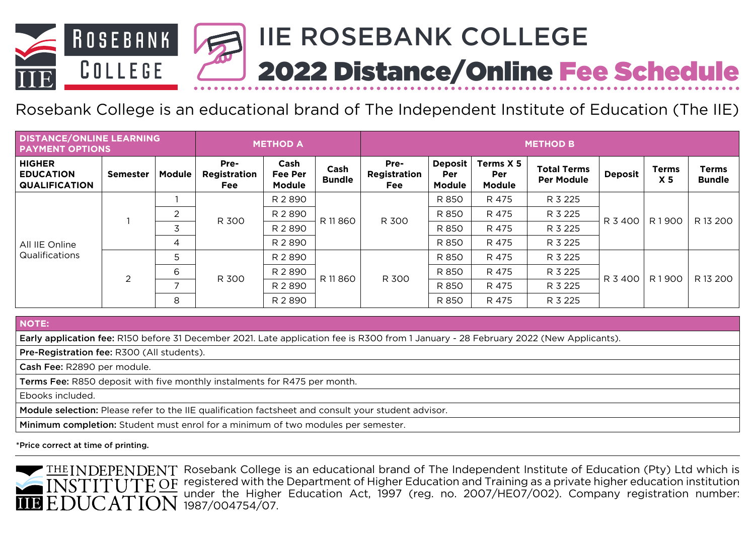# IIE ROSEBANK COLLEGE

## 2022 Distance/Online Fee Schedule

Rosebank College is an educational brand of The Independent Institute of Education (The IIE)

| DISTANCE/ONLINE LEARNING PAYMENT OPTIONS | | | METHOD A | | | METHOD B | | | | | | |
|---|---|---|---|---|---|---|---|---|---|---|---|---|
| **HIGHER EDUCATION QUALIFICATION** | **Semester** | **Module** | **Pre-Registration Fee** | **Cash Fee Per Module** | **Cash Bundle** | **Pre-Registration Fee** | **Deposit Per Module** | **Terms X 5 Per Module** | **Total Terms Per Module** | **Deposit** | **Terms X 5** | **Terms Bundle** |
| All IIE Online Qualifications | 1 | 1 | R 300 | R 2 890 | R 11 860 | R 300 | R 850 | R 475 | R 3 225 | R 3 400 | R 1 900 | R 13 200 |
| | | 2 | | R 2 890 | | | R 850 | R 475 | R 3 225 | | | |
| | | 3 | | R 2 890 | | | R 850 | R 475 | R 3 225 | | | |
| | | 4 | | R 2 890 | | | R 850 | R 475 | R 3 225 | | | |
| | 2 | 5 | R 300 | R 2 890 | R 11 860 | R 300 | R 850 | R 475 | R 3 225 | R 3 400 | R 1 900 | R 13 200 |
| | | 6 | | R 2 890 | | | R 850 | R 475 | R 3 225 | | | |
| | | 7 | | R 2 890 | | | R 850 | R 475 | R 3 225 | | | |
| | | 8 | | R 2 890 | | | R 850 | R 475 | R 3 225 | | | |

**NOTE:**

**Early application fee:** R150 before 31 December 2021. Late application fee is R300 from 1 January - 28 February 2022 (New Applicants).

**Pre-Registration fee:** R300 (All students).

**Cash Fee:** R2890 per module.

**Terms Fee:** R850 deposit with five monthly instalments for R475 per month.

Ebooks included.

**Module selection:** Please refer to the IIE qualification factsheet and consult your student advisor.

**Minimum completion:** Student must enrol for a minimum of two modules per semester.

*Price correct at time of printing.

THE INDEPENDENT INSTITUTE OF EDUCATION

Rosebank College is an educational brand of The Independent Institute of Education (Pty) Ltd which is registered with the Department of Higher Education and Training as a private higher education institution under the Higher Education Act, 1997 (reg. no. 2007/HE07/002). Company registration number: 1987/004754/07.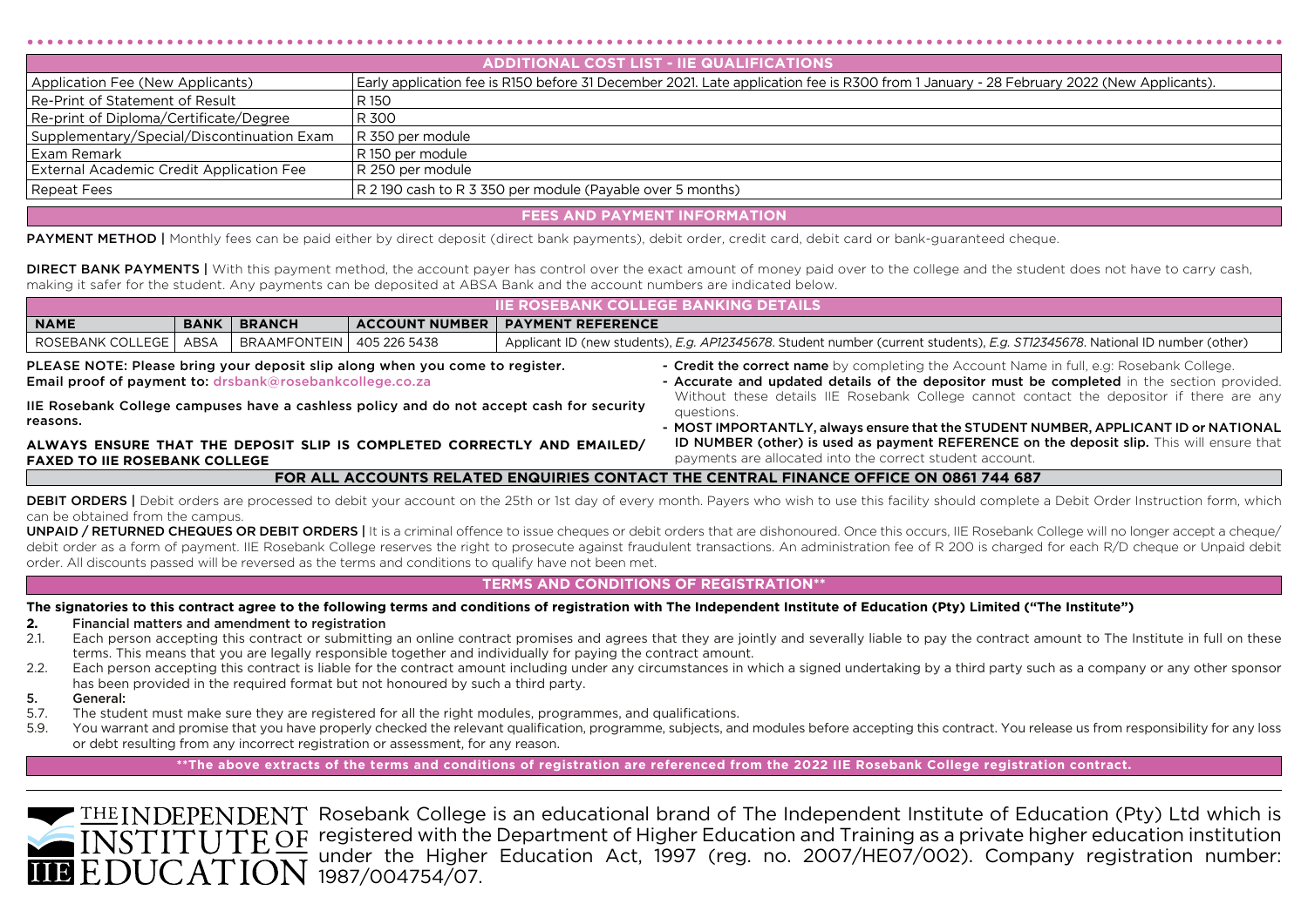## ADDITIONAL COST LIST - IIE QUALIFICATIONS

| | |
|---|---|
| Application Fee (New Applicants) | Early application fee is R150 before 31 December 2021. Late application fee is R300 from 1 January - 28 February 2022 (New Applicants). |
| Re-Print of Statement of Result | R 150 |
| Re-print of Diploma/Certificate/Degree | R 300 |
| Supplementary/Special/Discontinuation Exam | R 350 per module |
| Exam Remark | R 150 per module |
| External Academic Credit Application Fee | R 250 per module |
| Repeat Fees | R 2 190 cash to R 3 350 per module (Payable over 5 months) |

## FEES AND PAYMENT INFORMATION

**PAYMENT METHOD |** Monthly fees can be paid either by direct deposit (direct bank payments), debit order, credit card, debit card or bank-guaranteed cheque.

**DIRECT BANK PAYMENTS |** With this payment method, the account payer has control over the exact amount of money paid over to the college and the student does not have to carry cash, making it safer for the student. Any payments can be deposited at ABSA Bank and the account numbers are indicated below.

### IIE ROSEBANK COLLEGE BANKING DETAILS

| NAME | BANK | BRANCH | ACCOUNT NUMBER | PAYMENT REFERENCE |
|---|---|---|---|---|
| ROSEBANK COLLEGE | ABSA | BRAAMFONTEIN | 405 226 5438 | Applicant ID (new students), *E.g. AP12345678*. Student number (current students), *E.g. ST12345678*. National ID number (other) |

**PLEASE NOTE: Please bring your deposit slip along when you come to register.**
**Email proof of payment to: drsbank@rosebankcollege.co.za**

**IIE Rosebank College campuses have a cashless policy and do not accept cash for security reasons.**

**ALWAYS ENSURE THAT THE DEPOSIT SLIP IS COMPLETED CORRECTLY AND EMAILED/ FAXED TO IIE ROSEBANK COLLEGE**

- **Credit the correct name** by completing the Account Name in full, e.g: Rosebank College.
- **Accurate and updated details of the depositor must be completed** in the section provided. Without these details IIE Rosebank College cannot contact the depositor if there are any questions.
- **MOST IMPORTANTLY, always ensure that the STUDENT NUMBER, APPLICANT ID or NATIONAL ID NUMBER (other) is used as payment REFERENCE on the deposit slip.** This will ensure that payments are allocated into the correct student account.

**FOR ALL ACCOUNTS RELATED ENQUIRIES CONTACT THE CENTRAL FINANCE OFFICE ON 0861 744 687**

**DEBIT ORDERS |** Debit orders are processed to debit your account on the 25th or 1st day of every month. Payers who wish to use this facility should complete a Debit Order Instruction form, which can be obtained from the campus.

**UNPAID / RETURNED CHEQUES OR DEBIT ORDERS |** It is a criminal offence to issue cheques or debit orders that are dishonoured. Once this occurs, IIE Rosebank College will no longer accept a cheque/ debit order as a form of payment. IIE Rosebank College reserves the right to prosecute against fraudulent transactions. An administration fee of R 200 is charged for each R/D cheque or Unpaid debit order. All discounts passed will be reversed as the terms and conditions to qualify have not been met.

## TERMS AND CONDITIONS OF REGISTRATION**

**The signatories to this contract agree to the following terms and conditions of registration with The Independent Institute of Education (Pty) Limited ("The Institute")**

**2. Financial matters and amendment to registration**

2.1. Each person accepting this contract or submitting an online contract promises and agrees that they are jointly and severally liable to pay the contract amount to The Institute in full on these terms. This means that you are legally responsible together and individually for paying the contract amount.

2.2. Each person accepting this contract is liable for the contract amount including under any circumstances in which a signed undertaking by a third party such as a company or any other sponsor has been provided in the required format but not honoured by such a third party.

**5. General:**

5.7. The student must make sure they are registered for all the right modules, programmes, and qualifications.

5.9. You warrant and promise that you have properly checked the relevant qualification, programme, subjects, and modules before accepting this contract. You release us from responsibility for any loss or debt resulting from any incorrect registration or assessment, for any reason.

****The above extracts of the terms and conditions of registration are referenced from the 2022 IIE Rosebank College registration contract.**

THE INDEPENDENT INSTITUTE OF EDUCATION

Rosebank College is an educational brand of The Independent Institute of Education (Pty) Ltd which is registered with the Department of Higher Education and Training as a private higher education institution under the Higher Education Act, 1997 (reg. no. 2007/HE07/002). Company registration number: 1987/004754/07.